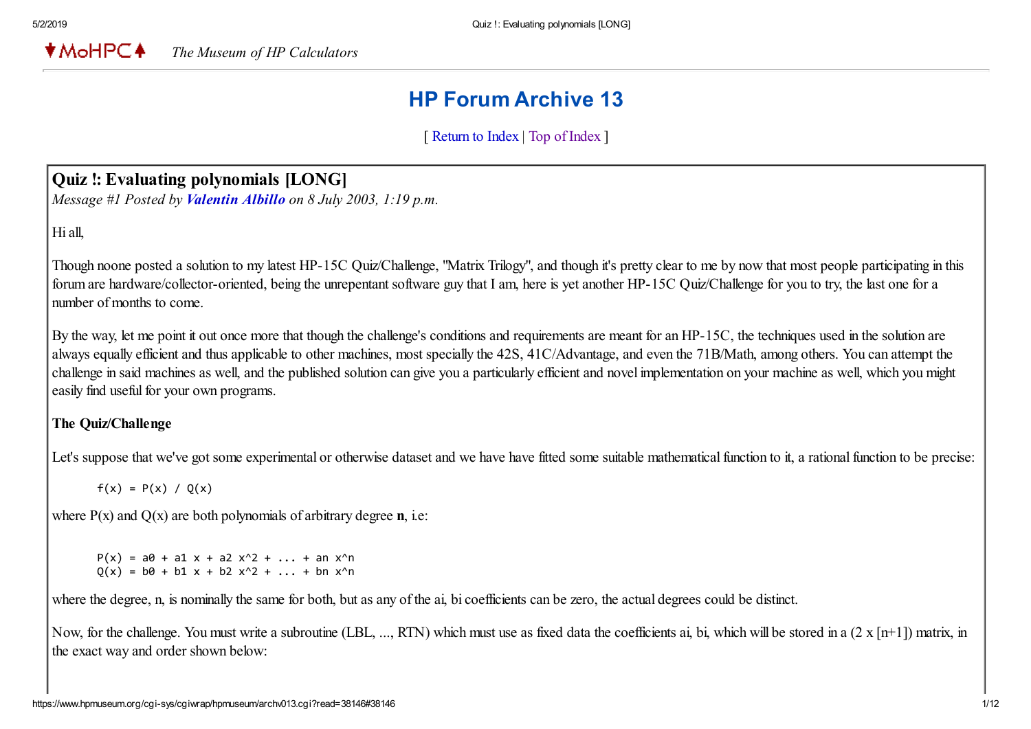♦MoHPC♦ *The Museum of HP Calculators*

# HP Forum Archive 13

[ Return to Index | Top of Index ]

## Quiz !: Evaluating polynomials [LONG]

*Message #1 Posted by **Valentin Albillo** on 8 July 2003, 1:19 p.m.*

Hi all,

Though noone posted a solution to my latest HP-15C Quiz/Challenge, "Matrix Trilogy", and though it's pretty clear to me by now that most people participating in this forum are hardware/collector-oriented, being the unrepentant software guy that I am, here is yet another HP-15C Quiz/Challenge for you to try, the last one for a number of months to come.

By the way, let me point it out once more that though the challenge's conditions and requirements are meant for an HP-15C, the techniques used in the solution are always equally efficient and thus applicable to other machines, most specially the 42S, 41C/Advantage, and even the 71B/Math, among others. You can attempt the challenge in said machines as well, and the published solution can give you a particularly efficient and novel implementation on your machine as well, which you might easily find useful for your own programs.

**The Quiz/Challenge**

Let's suppose that we've got some experimental or otherwise dataset and we have have fitted some suitable mathematical function to it, a rational function to be precise:

```
f(x) = P(x) / Q(x)
```

where P(x) and Q(x) are both polynomials of arbitrary degree **n**, i.e:

```
P(x) = a0 + a1 x + a2 x^2 + ... + an x^n
Q(x) = b0 + b1 x + b2 x^2 + ... + bn x^n
```

where the degree, n, is nominally the same for both, but as any of the ai, bi coefficients can be zero, the actual degrees could be distinct.

Now, for the challenge. You must write a subroutine (LBL, ..., RTN) which must use as fixed data the coefficients ai, bi, which will be stored in a (2 x [n+1]) matrix, in the exact way and order shown below: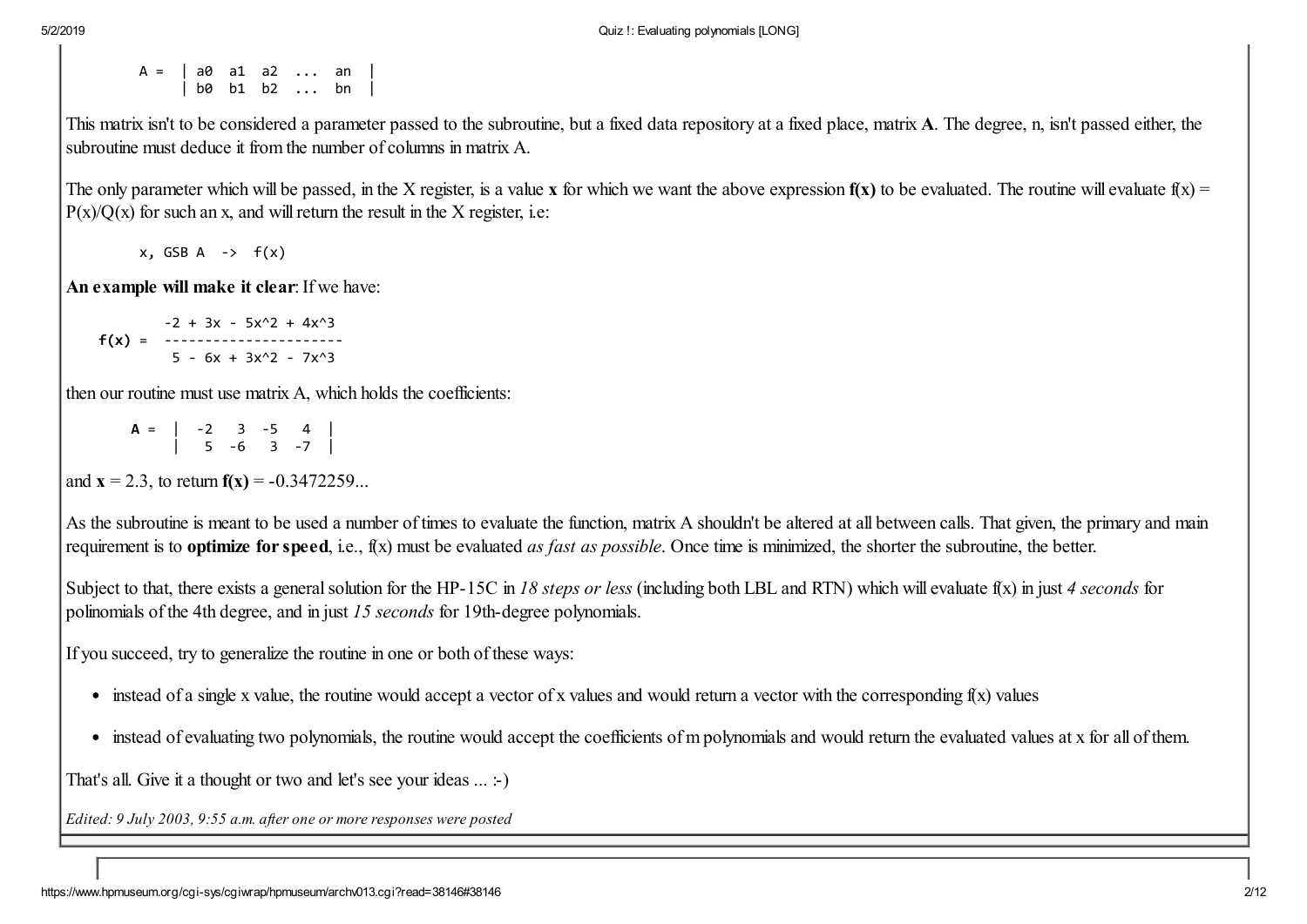```
A =  | a0  a1  a2  ...  an  |
     | b0  b1  b2  ...  bn  |
```

This matrix isn't to be considered a parameter passed to the subroutine, but a fixed data repository at a fixed place, matrix **A**. The degree, n, isn't passed either, the subroutine must deduce it from the number of columns in matrix A.

The only parameter which will be passed, in the X register, is a value **x** for which we want the above expression **f(x)** to be evaluated. The routine will evaluate $f(x) = P(x)/Q(x)$ for such an x, and will return the result in the X register, i.e:

```
x, GSB A  ->  f(x)
```

**An example will make it clear**: If we have:

```
        -2 + 3x - 5x^2 + 4x^3
f(x) =  ----------------------
         5 - 6x + 3x^2 - 7x^3
```

then our routine must use matrix A, which holds the coefficients:

```
A =  |  -2   3  -5   4  |
     |   5  -6   3  -7  |
```

and **x** = 2.3, to return **f(x)** = -0.3472259...

As the subroutine is meant to be used a number of times to evaluate the function, matrix A shouldn't be altered at all between calls. That given, the primary and main requirement is to **optimize for speed**, i.e., f(x) must be evaluated *as fast as possible*. Once time is minimized, the shorter the subroutine, the better.

Subject to that, there exists a general solution for the HP-15C in *18 steps or less* (including both LBL and RTN) which will evaluate f(x) in just *4 seconds* for polinomials of the 4th degree, and in just *15 seconds* for 19th-degree polynomials.

If you succeed, try to generalize the routine in one or both of these ways:

- instead of a single x value, the routine would accept a vector of x values and would return a vector with the corresponding f(x) values
- instead of evaluating two polynomials, the routine would accept the coefficients of m polynomials and would return the evaluated values at x for all of them.

That's all. Give it a thought or two and let's see your ideas ... :-)

*Edited: 9 July 2003, 9:55 a.m. after one or more responses were posted*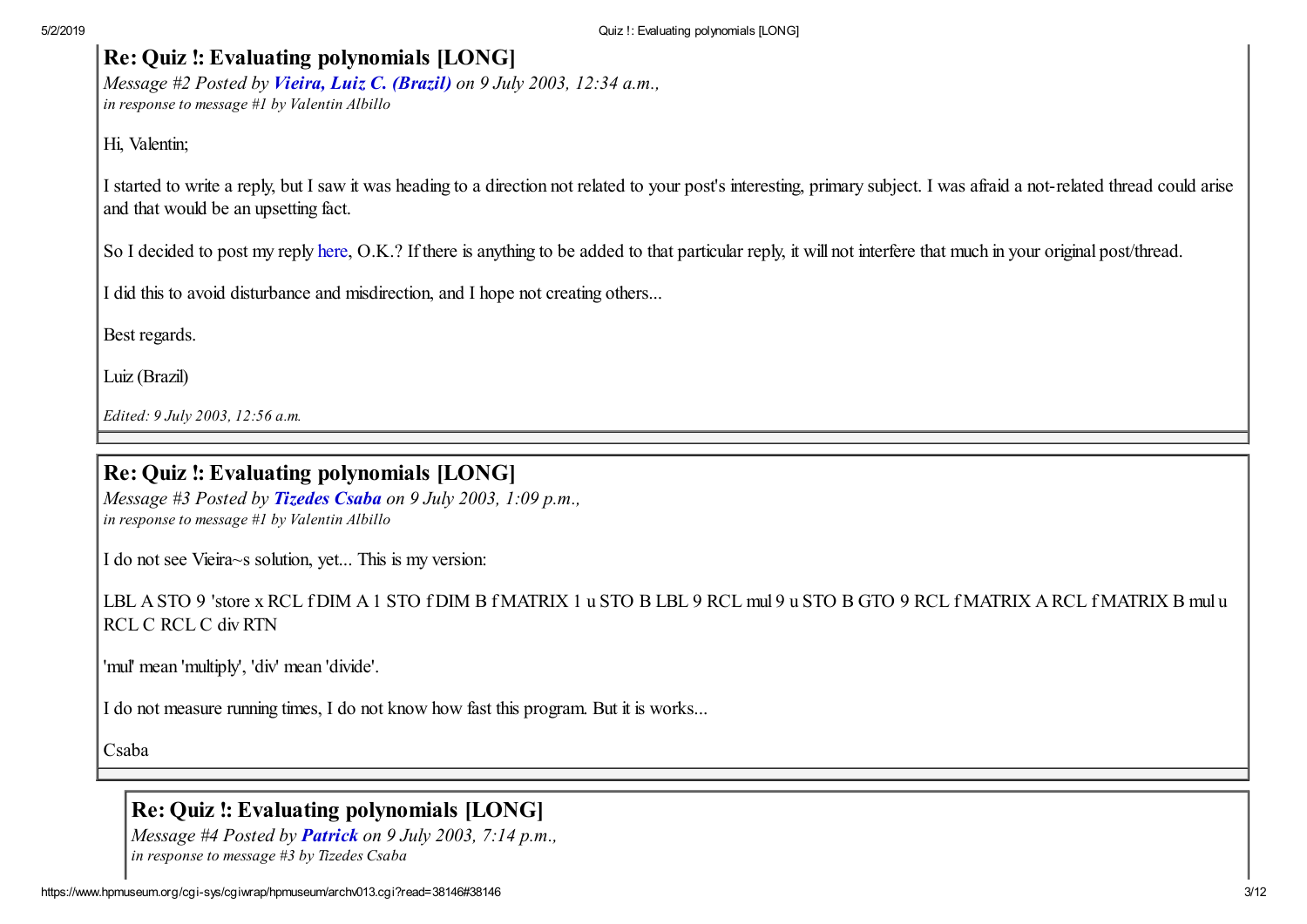## Re: Quiz !: Evaluating polynomials [LONG]

*Message #2 Posted by* ***Vieira, Luiz C. (Brazil)*** *on 9 July 2003, 12:34 a.m.,*
*in response to message #1 by Valentin Albillo*

Hi, Valentin;

I started to write a reply, but I saw it was heading to a direction not related to your post's interesting, primary subject. I was afraid a not-related thread could arise and that would be an upsetting fact.

So I decided to post my reply here, O.K.? If there is anything to be added to that particular reply, it will not interfere that much in your original post/thread.

I did this to avoid disturbance and misdirection, and I hope not creating others...

Best regards.

Luiz (Brazil)

*Edited: 9 July 2003, 12:56 a.m.*

## Re: Quiz !: Evaluating polynomials [LONG]

*Message #3 Posted by* ***Tizedes Csaba*** *on 9 July 2003, 1:09 p.m.,*
*in response to message #1 by Valentin Albillo*

I do not see Vieira~s solution, yet... This is my version:

LBL A STO 9 'store x RCL f DIM A 1 STO f DIM B f MATRIX 1 u STO B LBL 9 RCL mul 9 u STO B GTO 9 RCL f MATRIX A RCL f MATRIX B mul u RCL C RCL C div RTN

'mul' mean 'multiply', 'div' mean 'divide'.

I do not measure running times, I do not know how fast this program. But it is works...

Csaba

## Re: Quiz !: Evaluating polynomials [LONG]

*Message #4 Posted by* ***Patrick*** *on 9 July 2003, 7:14 p.m.,*
*in response to message #3 by Tizedes Csaba*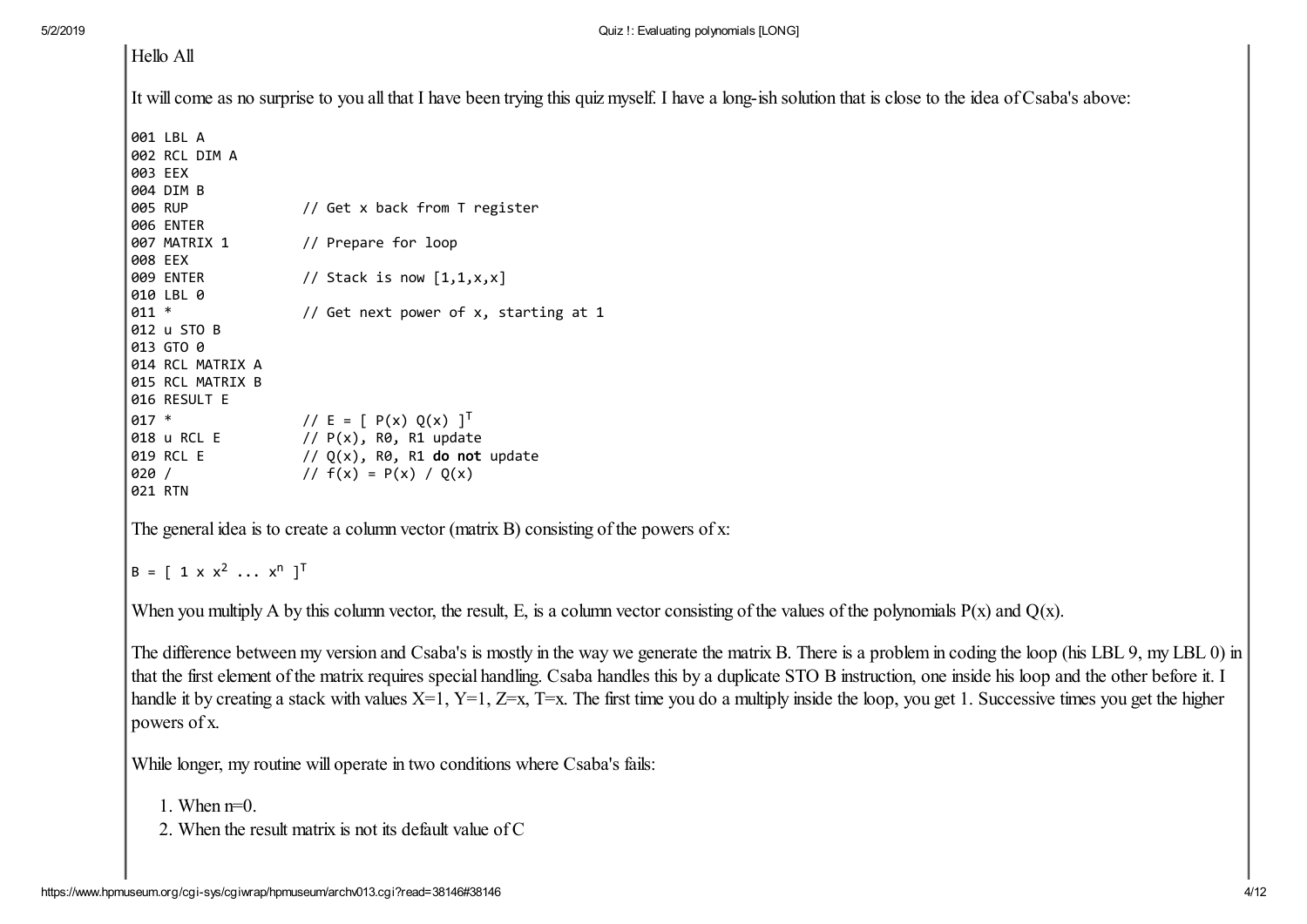Hello All

It will come as no surprise to you all that I have been trying this quiz myself. I have a long-ish solution that is close to the idea of Csaba's above:

```
001 LBL A
002 RCL DIM A
003 EEX
004 DIM B
005 RUP              // Get x back from T register
006 ENTER
007 MATRIX 1         // Prepare for loop
008 EEX
009 ENTER            // Stack is now [1,1,x,x]
010 LBL 0
011 *                // Get next power of x, starting at 1
012 u STO B
013 GTO 0
014 RCL MATRIX A
015 RCL MATRIX B
016 RESULT E
017 *                // E = [ P(x) Q(x) ]^T
018 u RCL E          // P(x), R0, R1 update
019 RCL E            // Q(x), R0, R1 do not update
020 /                // f(x) = P(x) / Q(x)
021 RTN
```

The general idea is to create a column vector (matrix B) consisting of the powers of x:

$B = [\ 1\ x\ x^2\ \ldots\ x^n\ ]^T$

When you multiply A by this column vector, the result, E, is a column vector consisting of the values of the polynomials P(x) and Q(x).

The difference between my version and Csaba's is mostly in the way we generate the matrix B. There is a problem in coding the loop (his LBL 9, my LBL 0) in that the first element of the matrix requires special handling. Csaba handles this by a duplicate STO B instruction, one inside his loop and the other before it. I handle it by creating a stack with values X=1, Y=1, Z=x, T=x. The first time you do a multiply inside the loop, you get 1. Successive times you get the higher powers of x.

While longer, my routine will operate in two conditions where Csaba's fails:

1. When n=0.
2. When the result matrix is not its default value of C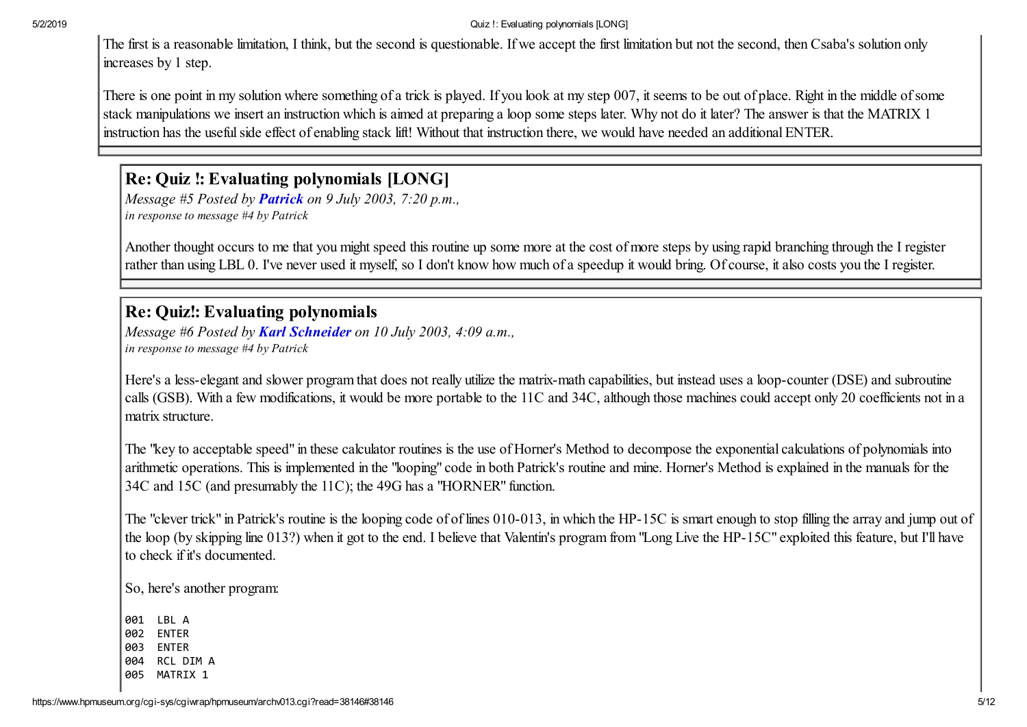The first is a reasonable limitation, I think, but the second is questionable. If we accept the first limitation but not the second, then Csaba's solution only increases by 1 step.

There is one point in my solution where something of a trick is played. If you look at my step 007, it seems to be out of place. Right in the middle of some stack manipulations we insert an instruction which is aimed at preparing a loop some steps later. Why not do it later? The answer is that the MATRIX 1 instruction has the useful side effect of enabling stack lift! Without that instruction there, we would have needed an additional ENTER.

## Re: Quiz !: Evaluating polynomials [LONG]

*Message #5 Posted by* ***Patrick*** *on 9 July 2003, 7:20 p.m.,*
*in response to message #4 by Patrick*

Another thought occurs to me that you might speed this routine up some more at the cost of more steps by using rapid branching through the I register rather than using LBL 0. I've never used it myself, so I don't know how much of a speedup it would bring. Of course, it also costs you the I register.

## Re: Quiz!: Evaluating polynomials

*Message #6 Posted by* ***Karl Schneider*** *on 10 July 2003, 4:09 a.m.,*
*in response to message #4 by Patrick*

Here's a less-elegant and slower program that does not really utilize the matrix-math capabilities, but instead uses a loop-counter (DSE) and subroutine calls (GSB). With a few modifications, it would be more portable to the 11C and 34C, although those machines could accept only 20 coefficients not in a matrix structure.

The "key to acceptable speed" in these calculator routines is the use of Horner's Method to decompose the exponential calculations of polynomials into arithmetic operations. This is implemented in the "looping" code in both Patrick's routine and mine. Horner's Method is explained in the manuals for the 34C and 15C (and presumably the 11C); the 49G has a "HORNER" function.

The "clever trick" in Patrick's routine is the looping code of of lines 010-013, in which the HP-15C is smart enough to stop filling the array and jump out of the loop (by skipping line 013?) when it got to the end. I believe that Valentin's program from "Long Live the HP-15C" exploited this feature, but I'll have to check if it's documented.

So, here's another program:

```
001  LBL A
002  ENTER
003  ENTER
004  RCL DIM A
005  MATRIX 1
```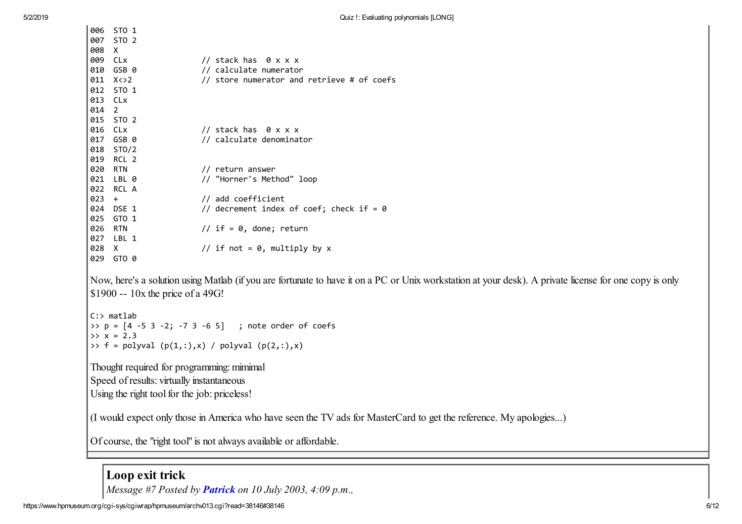```
006  STO 1
007  STO 2
008  X
009  CLx              // stack has  0 x x x
010  GSB 0            // calculate numerator
011  X<>2             // store numerator and retrieve # of coefs
012  STO 1
013  CLx
014  2
015  STO 2
016  CLx              // stack has  0 x x x
017  GSB 0            // calculate denominator
018  STO/2
019  RCL 2
020  RTN              // return answer
021  LBL 0            // "Horner's Method" loop
022  RCL A
023  +                // add coefficient
024  DSE 1            // decrement index of coef; check if = 0
025  GTO 1
026  RTN              // if = 0, done; return
027  LBL 1
028  X                // if not = 0, multiply by x
029  GTO 0
```

Now, here's a solution using Matlab (if you are fortunate to have it on a PC or Unix workstation at your desk). A private license for one copy is only $1900 -- 10x the price of a 49G!

```
C:> matlab
>> p = [4 -5 3 -2; -7 3 -6 5]   ; note order of coefs
>> x = 2.3
>> f = polyval (p(1,:),x) / polyval (p(2,:),x)
```

Thought required for programming: mimimal
Speed of results: virtually instantaneous
Using the right tool for the job: priceless!

(I would expect only those in America who have seen the TV ads for MasterCard to get the reference. My apologies...)

Of course, the "right tool" is not always available or affordable.

## Loop exit trick

*Message #7 Posted by **Patrick** on 10 July 2003, 4:09 p.m.,*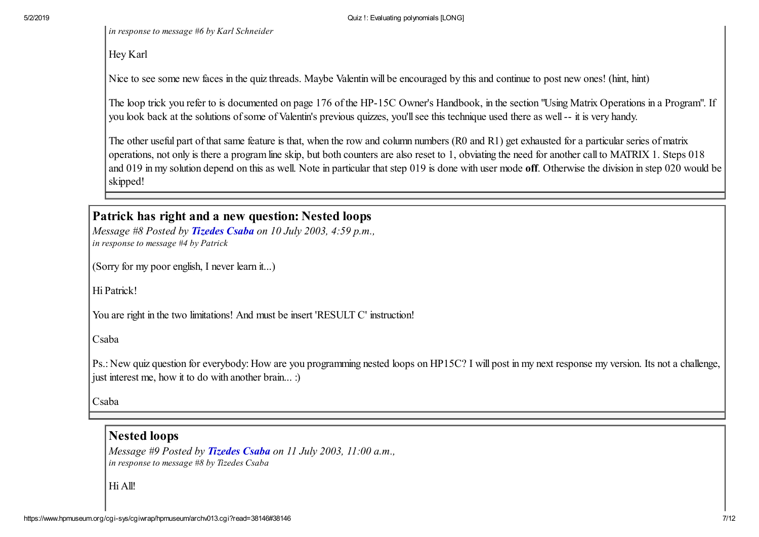*in response to message #6 by Karl Schneider*

Hey Karl

Nice to see some new faces in the quiz threads. Maybe Valentin will be encouraged by this and continue to post new ones! (hint, hint)

The loop trick you refer to is documented on page 176 of the HP-15C Owner's Handbook, in the section "Using Matrix Operations in a Program". If you look back at the solutions of some of Valentin's previous quizzes, you'll see this technique used there as well -- it is very handy.

The other useful part of that same feature is that, when the row and column numbers (R0 and R1) get exhausted for a particular series of matrix operations, not only is there a program line skip, but both counters are also reset to 1, obviating the need for another call to MATRIX 1. Steps 018 and 019 in my solution depend on this as well. Note in particular that step 019 is done with user mode **off**. Otherwise the division in step 020 would be skipped!

## Patrick has right and a new question: Nested loops

*Message #8 Posted by* ***Tizedes Csaba*** *on 10 July 2003, 4:59 p.m.,*
*in response to message #4 by Patrick*

(Sorry for my poor english, I never learn it...)

Hi Patrick!

You are right in the two limitations! And must be insert 'RESULT C' instruction!

Csaba

Ps.: New quiz question for everybody: How are you programming nested loops on HP15C? I will post in my next response my version. Its not a challenge, just interest me, how it to do with another brain... :)

Csaba

## Nested loops

*Message #9 Posted by* ***Tizedes Csaba*** *on 11 July 2003, 11:00 a.m.,*
*in response to message #8 by Tizedes Csaba*

Hi All!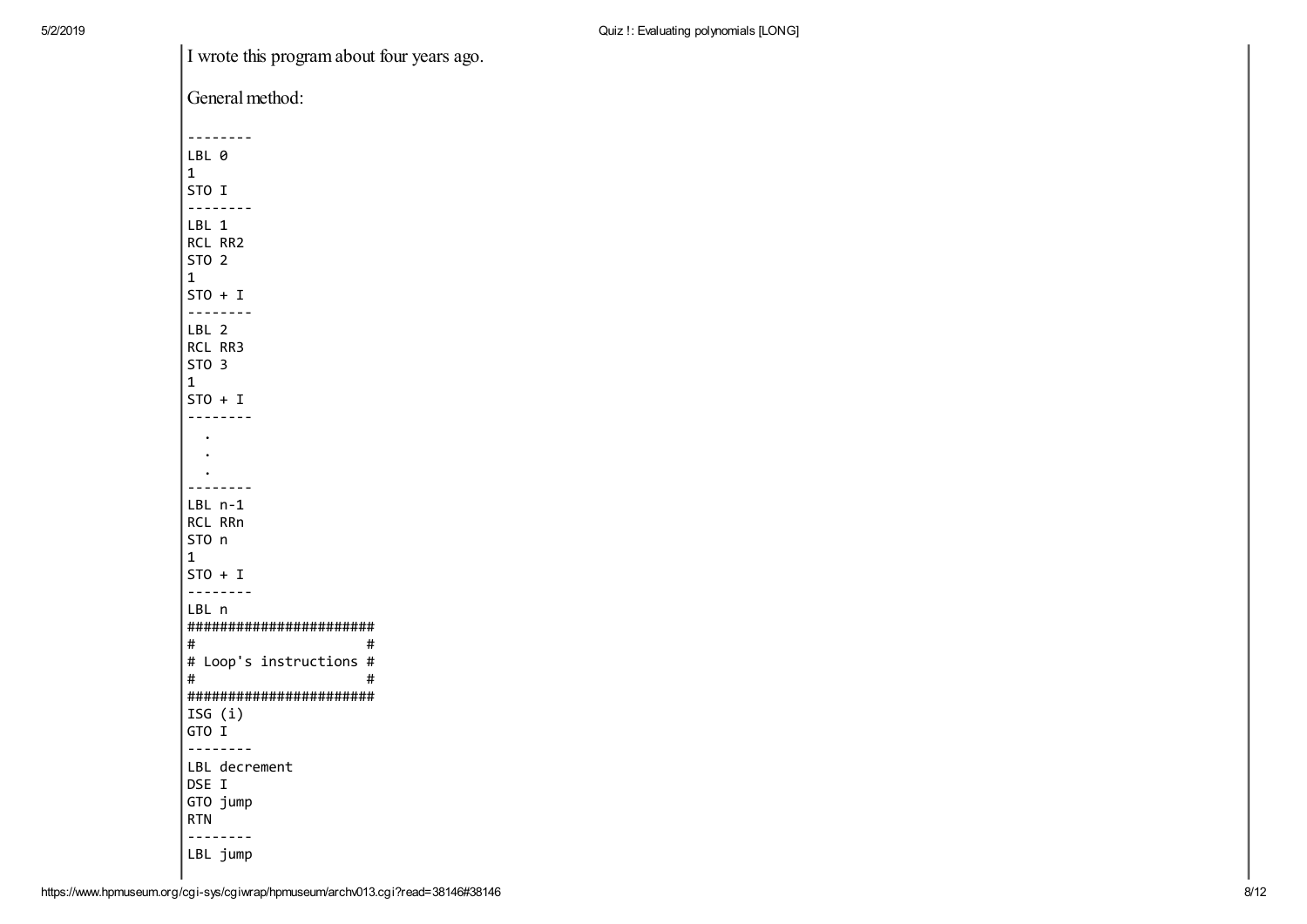I wrote this program about four years ago.

General method:

```
--------
LBL 0
1
STO I
--------
LBL 1
RCL RR2
STO 2
1
STO + I
--------
LBL 2
RCL RR3
STO 3
1
STO + I
--------
  .
  .
  .
--------
LBL n-1
RCL RRn
STO n
1
STO + I
--------
LBL n
######################
#                    #
# Loop's instructions #
#                    #
######################
ISG (i)
GTO I
--------
LBL decrement
DSE I
GTO jump
RTN
--------
LBL jump
```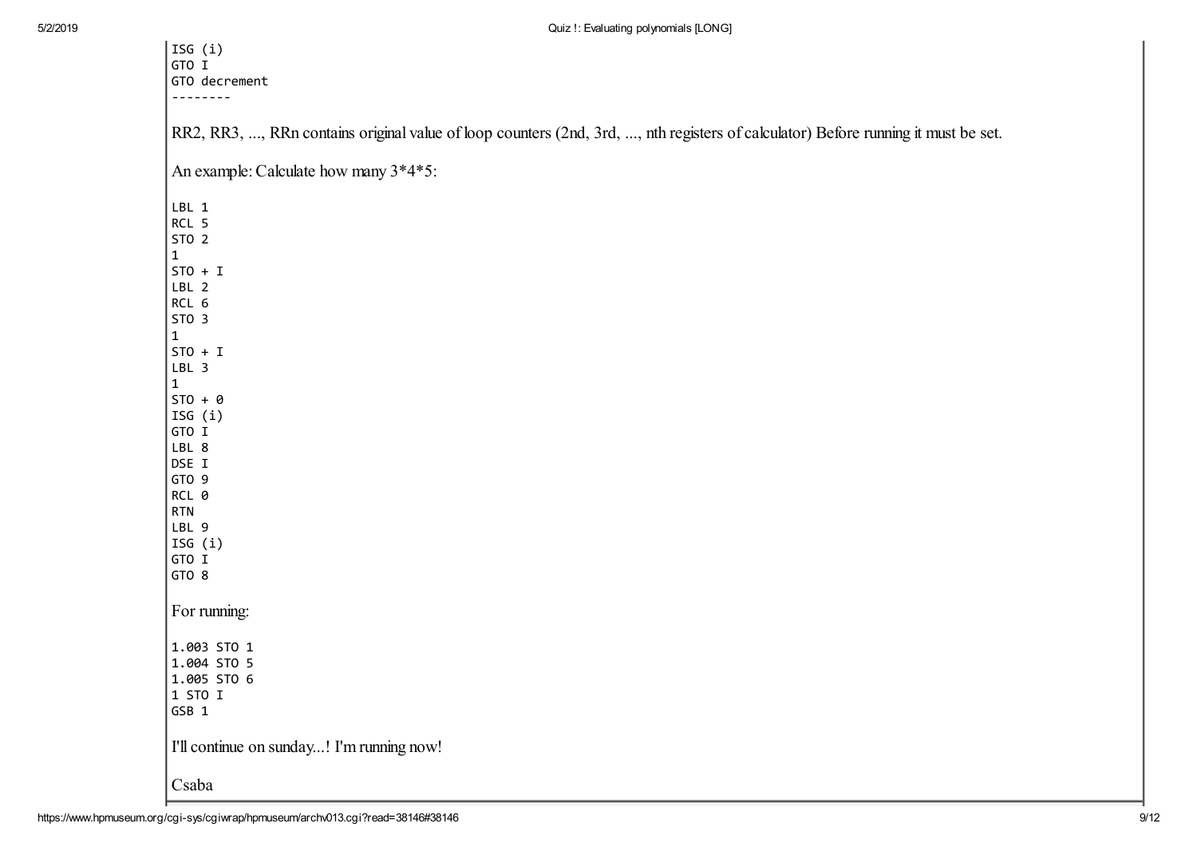```
ISG (i)
GTO I
GTO decrement
--------
```

RR2, RR3, ..., RRn contains original value of loop counters (2nd, 3rd, ..., nth registers of calculator) Before running it must be set.

An example: Calculate how many 3*4*5:

```
LBL 1
RCL 5
STO 2
1
STO + I
LBL 2
RCL 6
STO 3
1
STO + I
LBL 3
1
STO + 0
ISG (i)
GTO I
LBL 8
DSE I
GTO 9
RCL 0
RTN
LBL 9
ISG (i)
GTO I
GTO 8
```

For running:

```
1.003 STO 1
1.004 STO 5
1.005 STO 6
1 STO I
GSB 1
```

I'll continue on sunday...! I'm running now!

Csaba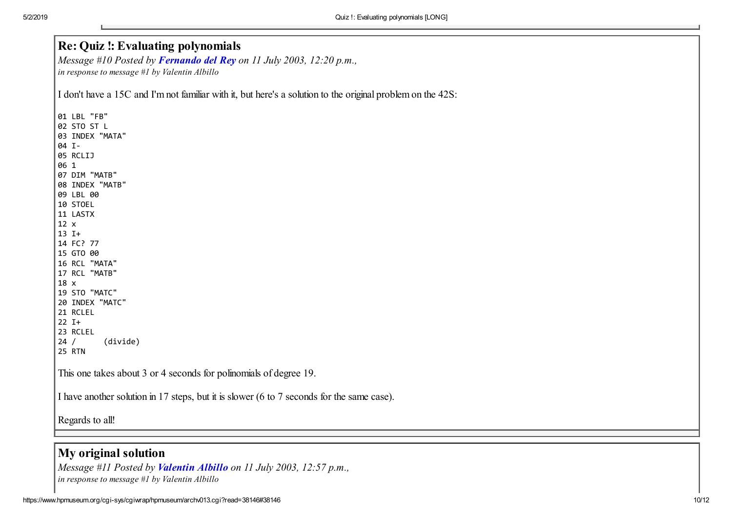## Re: Quiz !: Evaluating polynomials

*Message #10 Posted by* ***Fernando del Rey*** *on 11 July 2003, 12:20 p.m.,*
*in response to message #1 by Valentin Albillo*

I don't have a 15C and I'm not familiar with it, but here's a solution to the original problem on the 42S:

```
01 LBL "FB"
02 STO ST L
03 INDEX "MATA"
04 I-
05 RCLIJ
06 1
07 DIM "MATB"
08 INDEX "MATB"
09 LBL 00
10 STOEL
11 LASTX
12 x
13 I+
14 FC? 77
15 GTO 00
16 RCL "MATA"
17 RCL "MATB"
18 x
19 STO "MATC"
20 INDEX "MATC"
21 RCLEL
22 I+
23 RCLEL
24 /      (divide)
25 RTN
```

This one takes about 3 or 4 seconds for polinomials of degree 19.

I have another solution in 17 steps, but it is slower (6 to 7 seconds for the same case).

Regards to all!

## My original solution

*Message #11 Posted by* ***Valentin Albillo*** *on 11 July 2003, 12:57 p.m.,*
*in response to message #1 by Valentin Albillo*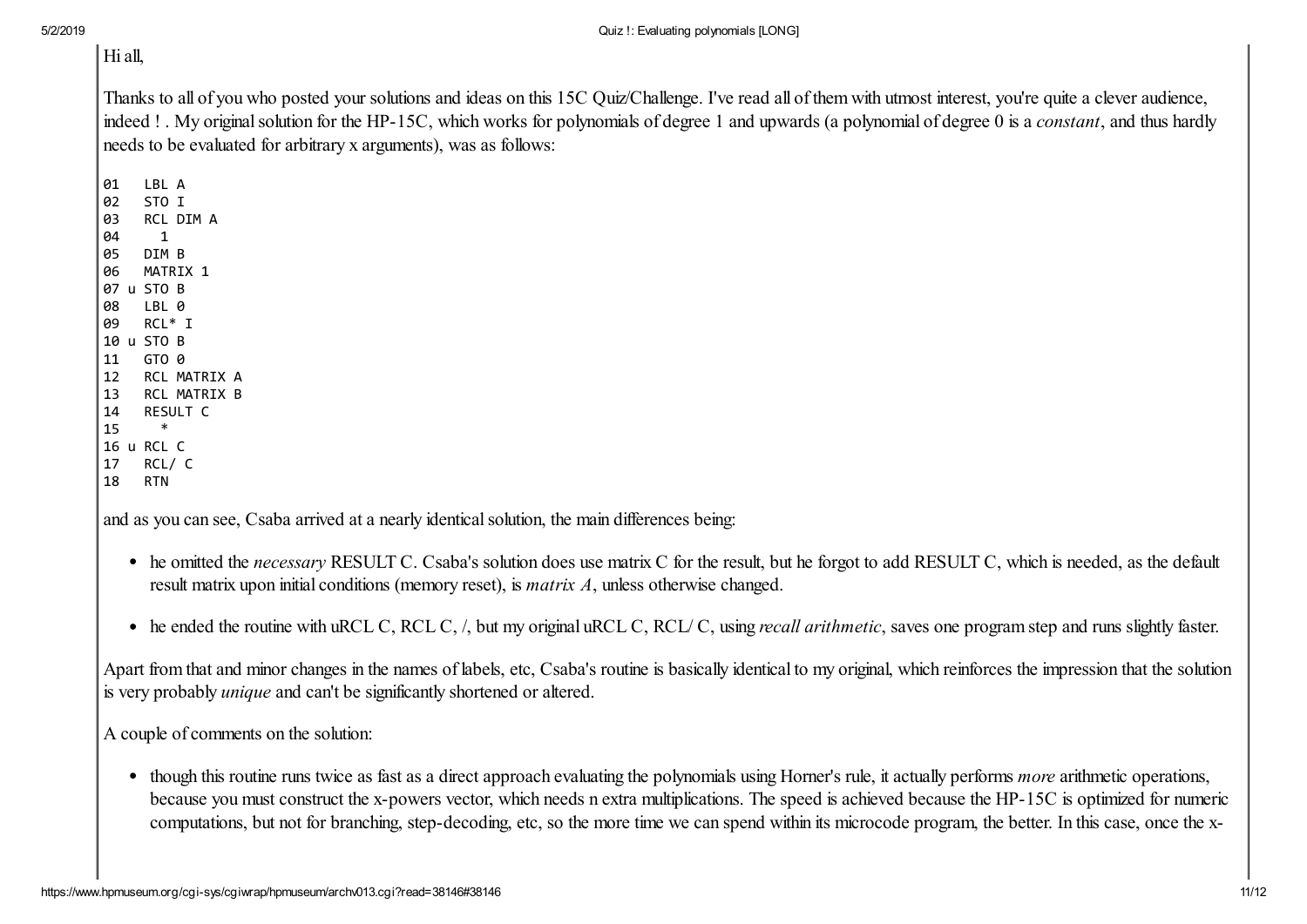Hi all,

Thanks to all of you who posted your solutions and ideas on this 15C Quiz/Challenge. I've read all of them with utmost interest, you're quite a clever audience, indeed ! . My original solution for the HP-15C, which works for polynomials of degree 1 and upwards (a polynomial of degree 0 is a *constant*, and thus hardly needs to be evaluated for arbitrary x arguments), was as follows:

```
01   LBL A
02   STO I
03   RCL DIM A
04     1
05   DIM B
06   MATRIX 1
07 u STO B
08   LBL 0
09   RCL* I
10 u STO B
11   GTO 0
12   RCL MATRIX A
13   RCL MATRIX B
14   RESULT C
15     *
16 u RCL C
17   RCL/ C
18   RTN
```

and as you can see, Csaba arrived at a nearly identical solution, the main differences being:

- he omitted the *necessary* RESULT C. Csaba's solution does use matrix C for the result, but he forgot to add RESULT C, which is needed, as the default result matrix upon initial conditions (memory reset), is *matrix A*, unless otherwise changed.
- he ended the routine with uRCL C, RCL C, /, but my original uRCL C, RCL/ C, using *recall arithmetic*, saves one program step and runs slightly faster.

Apart from that and minor changes in the names of labels, etc, Csaba's routine is basically identical to my original, which reinforces the impression that the solution is very probably *unique* and can't be significantly shortened or altered.

A couple of comments on the solution:

- though this routine runs twice as fast as a direct approach evaluating the polynomials using Horner's rule, it actually performs *more* arithmetic operations, because you must construct the x-powers vector, which needs n extra multiplications. The speed is achieved because the HP-15C is optimized for numeric computations, but not for branching, step-decoding, etc, so the more time we can spend within its microcode program, the better. In this case, once the x-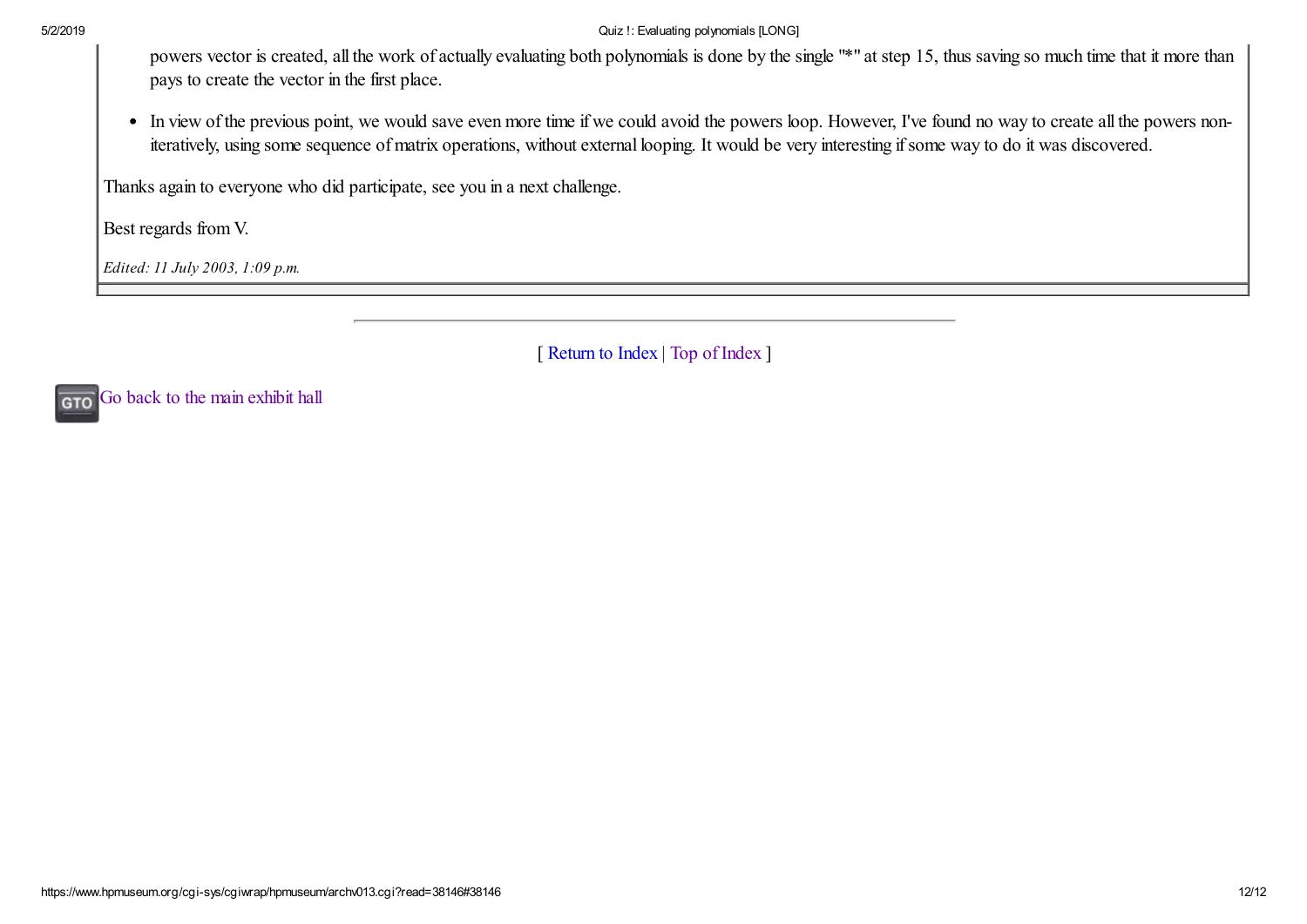powers vector is created, all the work of actually evaluating both polynomials is done by the single "*" at step 15, thus saving so much time that it more than pays to create the vector in the first place.

- In view of the previous point, we would save even more time if we could avoid the powers loop. However, I've found no way to create all the powers non-iteratively, using some sequence of matrix operations, without external looping. It would be very interesting if some way to do it was discovered.

Thanks again to everyone who did participate, see you in a next challenge.

Best regards from V.

*Edited: 11 July 2003, 1:09 p.m.*

---

[ Return to Index | Top of Index ]

Go back to the main exhibit hall